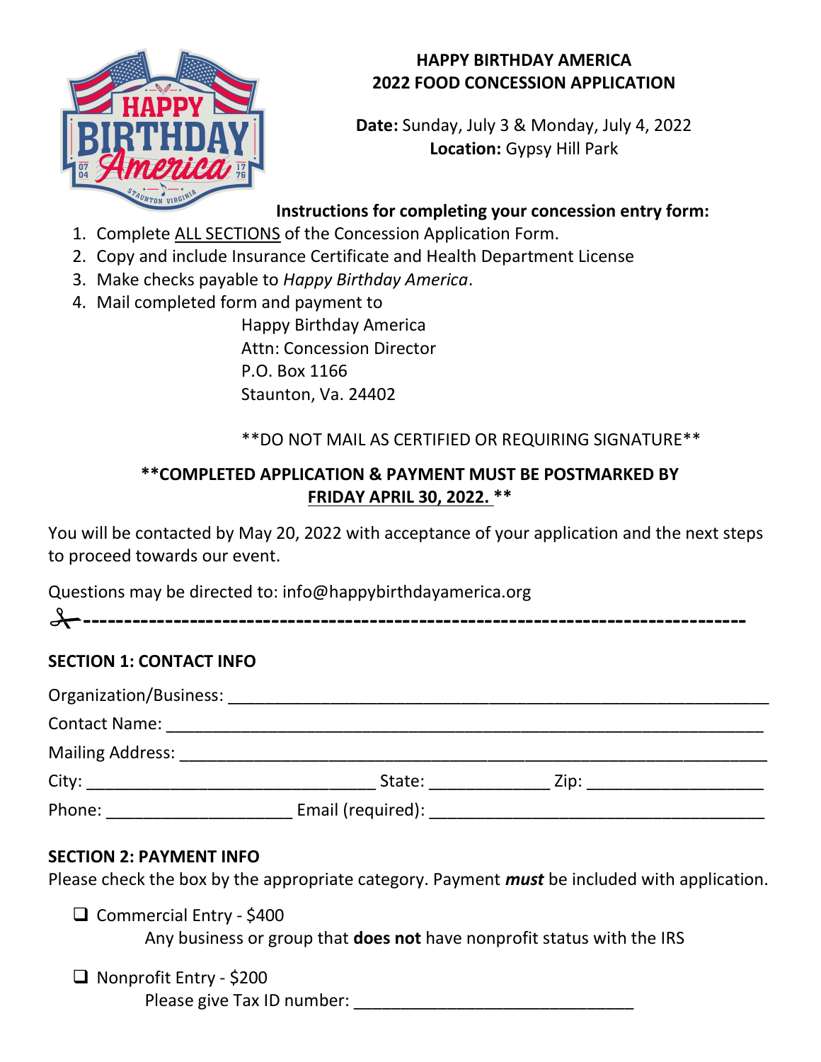# HAPPY BIRTHDAY AMERICA
# 2022 FOOD CONCESSION APPLICATION

**Date:** Sunday, July 3 & Monday, July 4, 2022
**Location:** Gypsy Hill Park

**Instructions for completing your concession entry form:**

1. Complete ALL SECTIONS of the Concession Application Form.
2. Copy and include Insurance Certificate and Health Department License
3. Make checks payable to *Happy Birthday America*.
4. Mail completed form and payment to

   Happy Birthday America
   Attn: Concession Director
   P.O. Box 1166
   Staunton, Va. 24402

**DO NOT MAIL AS CERTIFIED OR REQUIRING SIGNATURE**

**COMPLETED APPLICATION & PAYMENT MUST BE POSTMARKED BY FRIDAY APRIL 30, 2022.**

You will be contacted by May 20, 2022 with acceptance of your application and the next steps to proceed towards our event.

Questions may be directed to: info@happybirthdayamerica.org

✂-------------------------------------------------------------------------------

**SECTION 1: CONTACT INFO**

Organization/Business: ____________________________________________

Contact Name: ____________________________________________

Mailing Address: ____________________________________________

City: ______________________ State: __________ Zip: ______________

Phone: ______________ Email (required): __________________________

**SECTION 2: PAYMENT INFO**

Please check the box by the appropriate category. Payment ***must*** be included with application.

- ☐ Commercial Entry - $400
  Any business or group that **does not** have nonprofit status with the IRS
- ☐ Nonprofit Entry - $200
  Please give Tax ID number: ______________________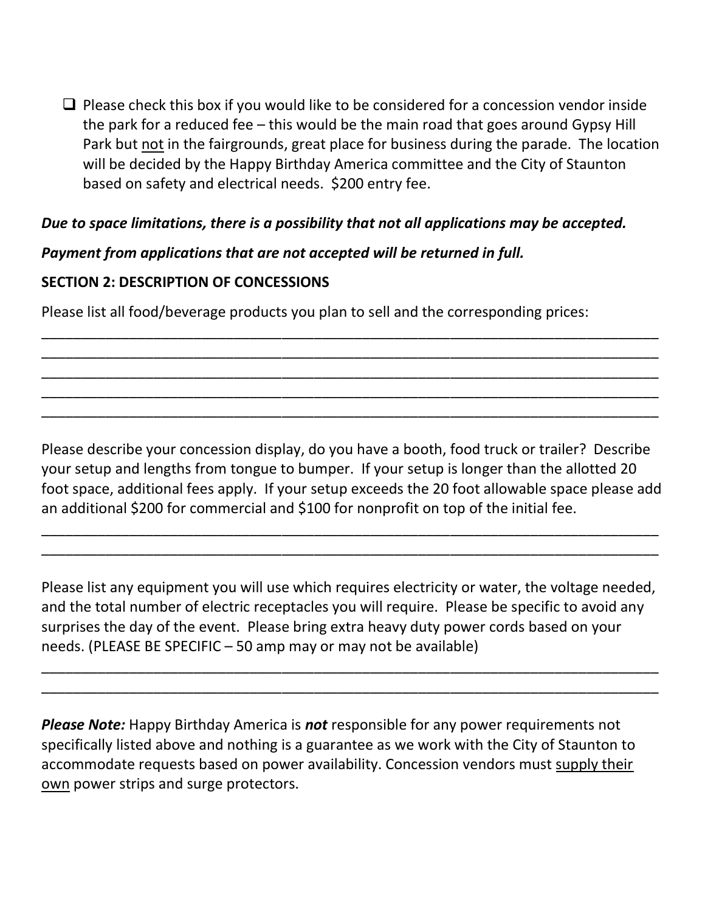- ☐ Please check this box if you would like to be considered for a concession vendor inside the park for a reduced fee – this would be the main road that goes around Gypsy Hill Park but <u>not</u> in the fairgrounds, great place for business during the parade. The location will be decided by the Happy Birthday America committee and the City of Staunton based on safety and electrical needs. $200 entry fee.

***Due to space limitations, there is a possibility that not all applications may be accepted.***

***Payment from applications that are not accepted will be returned in full.***

**SECTION 2: DESCRIPTION OF CONCESSIONS**

Please list all food/beverage products you plan to sell and the corresponding prices:

______________________________________________________________________________

______________________________________________________________________________

______________________________________________________________________________

______________________________________________________________________________

______________________________________________________________________________

Please describe your concession display, do you have a booth, food truck or trailer? Describe your setup and lengths from tongue to bumper. If your setup is longer than the allotted 20 foot space, additional fees apply. If your setup exceeds the 20 foot allowable space please add an additional $200 for commercial and $100 for nonprofit on top of the initial fee.

______________________________________________________________________________

______________________________________________________________________________

Please list any equipment you will use which requires electricity or water, the voltage needed, and the total number of electric receptacles you will require. Please be specific to avoid any surprises the day of the event. Please bring extra heavy duty power cords based on your needs. (PLEASE BE SPECIFIC – 50 amp may or may not be available)

______________________________________________________________________________

______________________________________________________________________________

***Please Note:*** Happy Birthday America is ***not*** responsible for any power requirements not specifically listed above and nothing is a guarantee as we work with the City of Staunton to accommodate requests based on power availability. Concession vendors must <u>supply their own</u> power strips and surge protectors.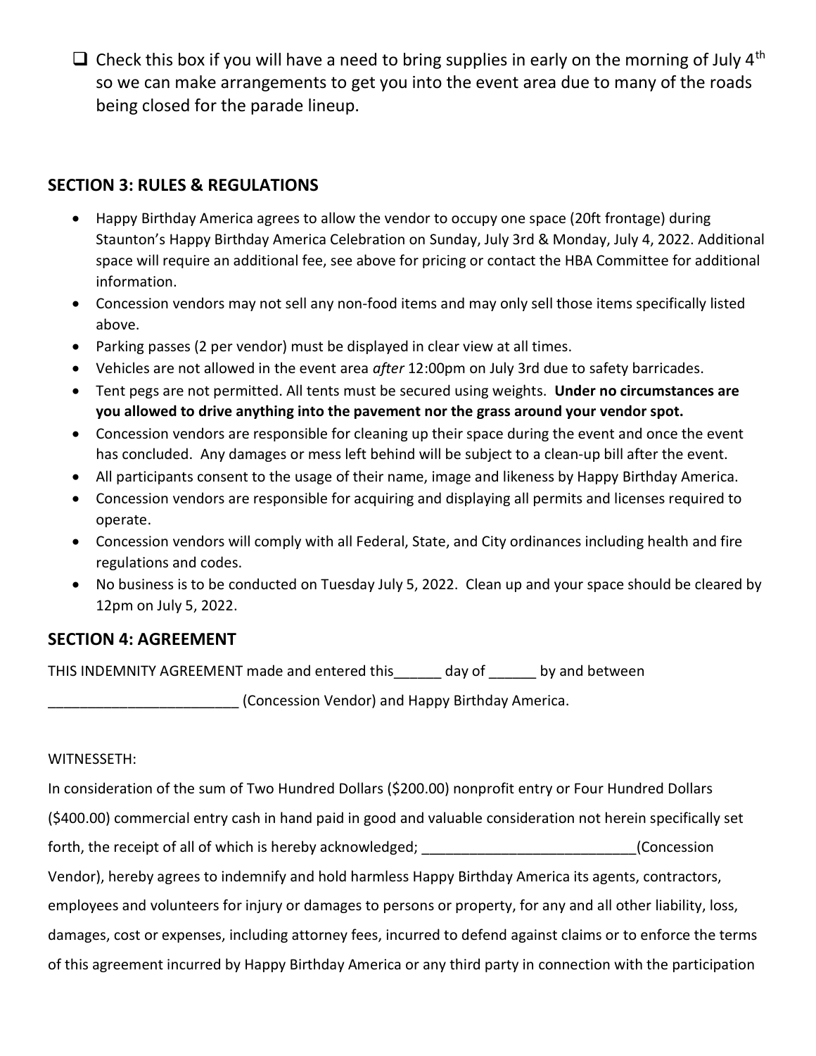- [ ] Check this box if you will have a need to bring supplies in early on the morning of July 4th so we can make arrangements to get you into the event area due to many of the roads being closed for the parade lineup.

## SECTION 3: RULES & REGULATIONS

- Happy Birthday America agrees to allow the vendor to occupy one space (20ft frontage) during Staunton's Happy Birthday America Celebration on Sunday, July 3rd & Monday, July 4, 2022. Additional space will require an additional fee, see above for pricing or contact the HBA Committee for additional information.
- Concession vendors may not sell any non-food items and may only sell those items specifically listed above.
- Parking passes (2 per vendor) must be displayed in clear view at all times.
- Vehicles are not allowed in the event area *after* 12:00pm on July 3rd due to safety barricades.
- Tent pegs are not permitted. All tents must be secured using weights. **Under no circumstances are you allowed to drive anything into the pavement nor the grass around your vendor spot.**
- Concession vendors are responsible for cleaning up their space during the event and once the event has concluded. Any damages or mess left behind will be subject to a clean-up bill after the event.
- All participants consent to the usage of their name, image and likeness by Happy Birthday America.
- Concession vendors are responsible for acquiring and displaying all permits and licenses required to operate.
- Concession vendors will comply with all Federal, State, and City ordinances including health and fire regulations and codes.
- No business is to be conducted on Tuesday July 5, 2022. Clean up and your space should be cleared by 12pm on July 5, 2022.

## SECTION 4: AGREEMENT

THIS INDEMNITY AGREEMENT made and entered this______ day of ______ by and between ________________________ (Concession Vendor) and Happy Birthday America.

WITNESSETH:

In consideration of the sum of Two Hundred Dollars ($200.00) nonprofit entry or Four Hundred Dollars ($400.00) commercial entry cash in hand paid in good and valuable consideration not herein specifically set forth, the receipt of all of which is hereby acknowledged; ___________________________(Concession Vendor), hereby agrees to indemnify and hold harmless Happy Birthday America its agents, contractors, employees and volunteers for injury or damages to persons or property, for any and all other liability, loss, damages, cost or expenses, including attorney fees, incurred to defend against claims or to enforce the terms of this agreement incurred by Happy Birthday America or any third party in connection with the participation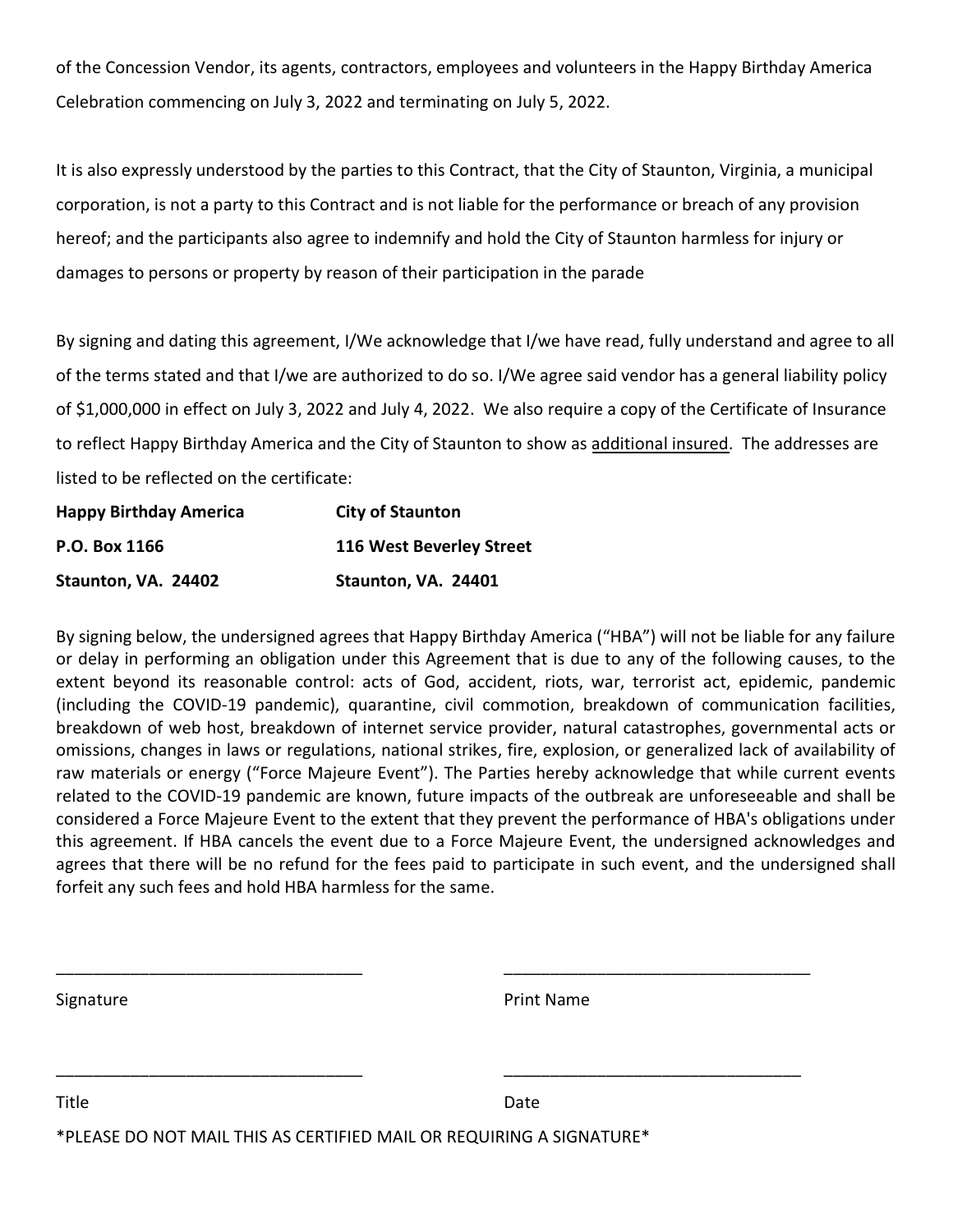of the Concession Vendor, its agents, contractors, employees and volunteers in the Happy Birthday America Celebration commencing on July 3, 2022 and terminating on July 5, 2022.

It is also expressly understood by the parties to this Contract, that the City of Staunton, Virginia, a municipal corporation, is not a party to this Contract and is not liable for the performance or breach of any provision hereof; and the participants also agree to indemnify and hold the City of Staunton harmless for injury or damages to persons or property by reason of their participation in the parade

By signing and dating this agreement, I/We acknowledge that I/we have read, fully understand and agree to all of the terms stated and that I/we are authorized to do so. I/We agree said vendor has a general liability policy of $1,000,000 in effect on July 3, 2022 and July 4, 2022. We also require a copy of the Certificate of Insurance to reflect Happy Birthday America and the City of Staunton to show as <u>additional insured</u>. The addresses are listed to be reflected on the certificate:

| | |
|---|---|
| **Happy Birthday America** | **City of Staunton** |
| **P.O. Box 1166** | **116 West Beverley Street** |
| **Staunton, VA. 24402** | **Staunton, VA. 24401** |

By signing below, the undersigned agrees that Happy Birthday America ("HBA") will not be liable for any failure or delay in performing an obligation under this Agreement that is due to any of the following causes, to the extent beyond its reasonable control: acts of God, accident, riots, war, terrorist act, epidemic, pandemic (including the COVID-19 pandemic), quarantine, civil commotion, breakdown of communication facilities, breakdown of web host, breakdown of internet service provider, natural catastrophes, governmental acts or omissions, changes in laws or regulations, national strikes, fire, explosion, or generalized lack of availability of raw materials or energy ("Force Majeure Event"). The Parties hereby acknowledge that while current events related to the COVID-19 pandemic are known, future impacts of the outbreak are unforeseeable and shall be considered a Force Majeure Event to the extent that they prevent the performance of HBA's obligations under this agreement. If HBA cancels the event due to a Force Majeure Event, the undersigned acknowledges and agrees that there will be no refund for the fees paid to participate in such event, and the undersigned shall forfeit any such fees and hold HBA harmless for the same.

_________________________________ _________________________________

Signature Print Name

_________________________________ _________________________________

Title Date

*PLEASE DO NOT MAIL THIS AS CERTIFIED MAIL OR REQUIRING A SIGNATURE*